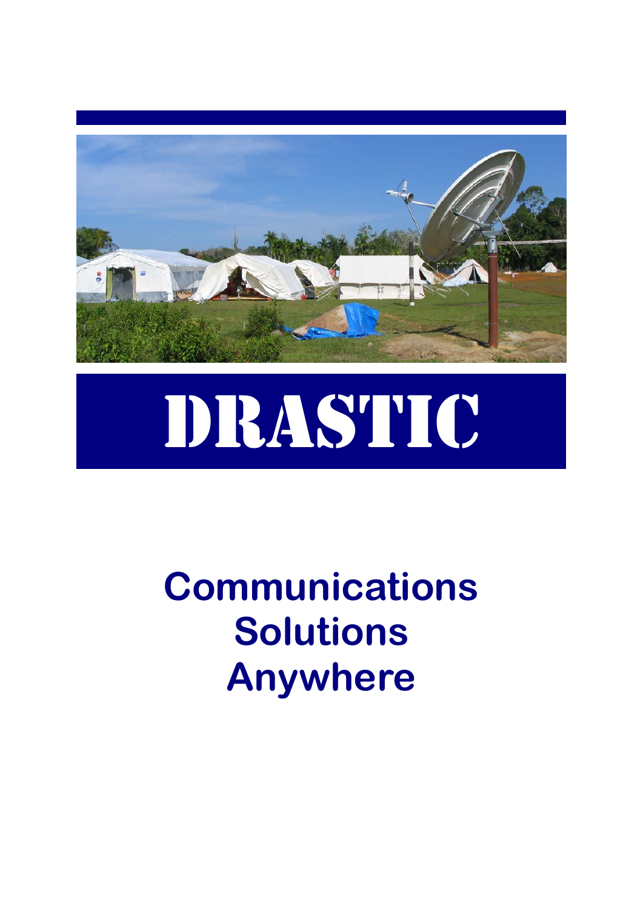# DRASTIC

## Communications Solutions Anywhere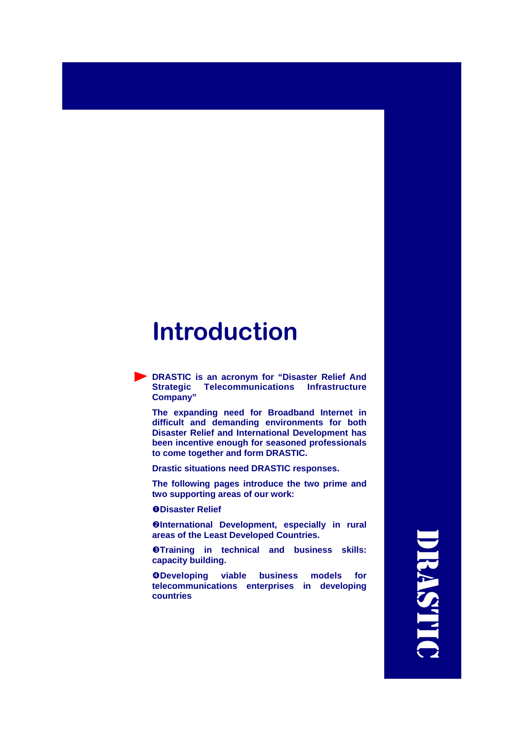# Introduction

**DRASTIC is an acronym for "Disaster Relief And Strategic Telecommunications Infrastructure Company"**

**The expanding need for Broadband Internet in difficult and demanding environments for both Disaster Relief and International Development has been incentive enough for seasoned professionals to come together and form DRASTIC.**

**Drastic situations need DRASTIC responses.**

**The following pages introduce the two prime and two supporting areas of our work:**

**➊Disaster Relief**

**➋International Development, especially in rural areas of the Least Developed Countries.**

**➌Training in technical and business skills: capacity building.**

**➍Developing viable business models for telecommunications enterprises in developing countries**

DRASTIC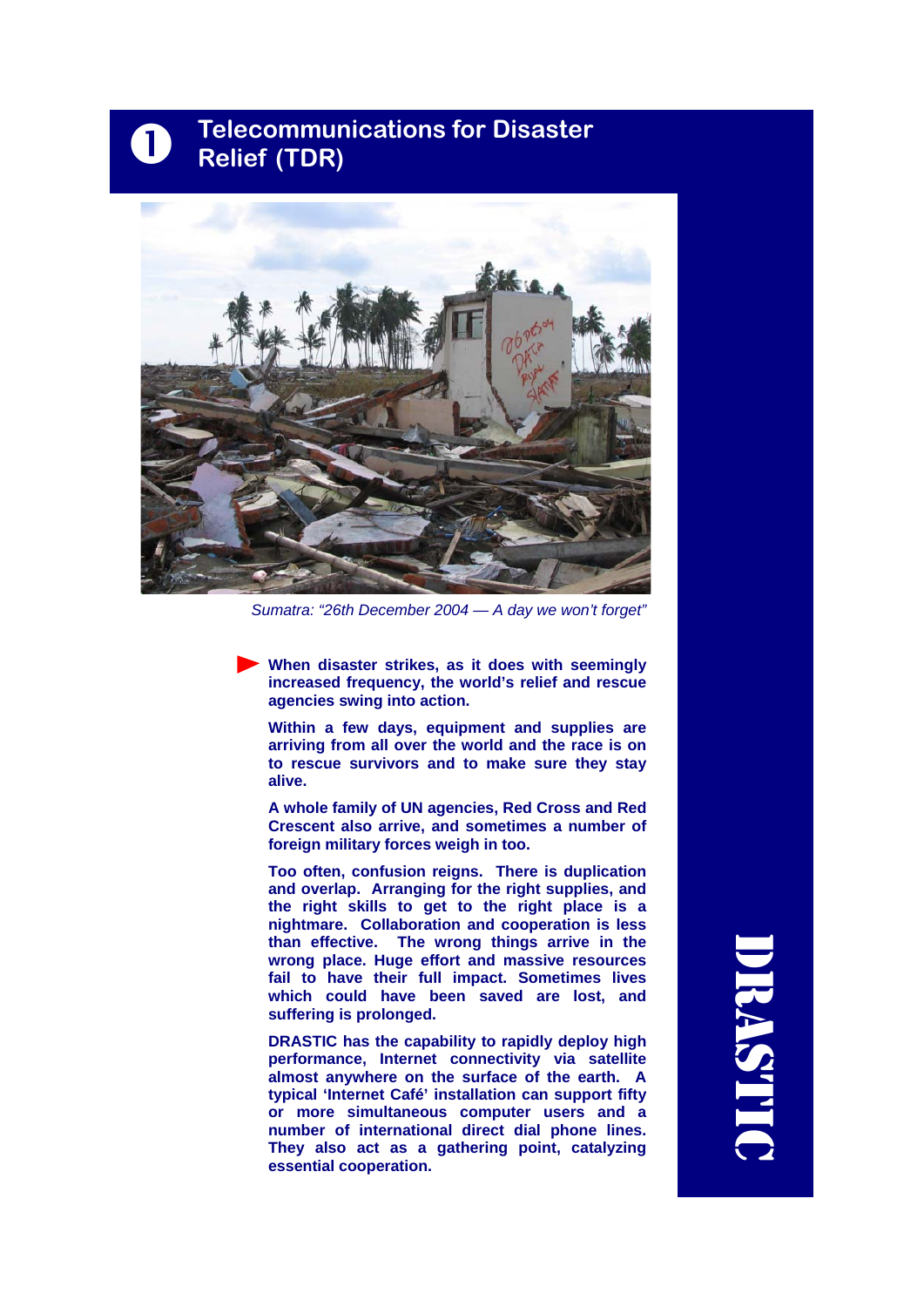# ❶ Telecommunications for Disaster Relief (TDR)

*Sumatra: "26th December 2004 — A day we won't forget"*

**When disaster strikes, as it does with seemingly increased frequency, the world's relief and rescue agencies swing into action.**

**Within a few days, equipment and supplies are arriving from all over the world and the race is on to rescue survivors and to make sure they stay alive.**

**A whole family of UN agencies, Red Cross and Red Crescent also arrive, and sometimes a number of foreign military forces weigh in too.**

**Too often, confusion reigns. There is duplication and overlap. Arranging for the right supplies, and the right skills to get to the right place is a nightmare. Collaboration and cooperation is less than effective. The wrong things arrive in the wrong place. Huge effort and massive resources fail to have their full impact. Sometimes lives which could have been saved are lost, and suffering is prolonged.**

**DRASTIC has the capability to rapidly deploy high performance, Internet connectivity via satellite almost anywhere on the surface of the earth. A typical 'Internet Café' installation can support fifty or more simultaneous computer users and a number of international direct dial phone lines. They also act as a gathering point, catalyzing essential cooperation.**

DRASTIC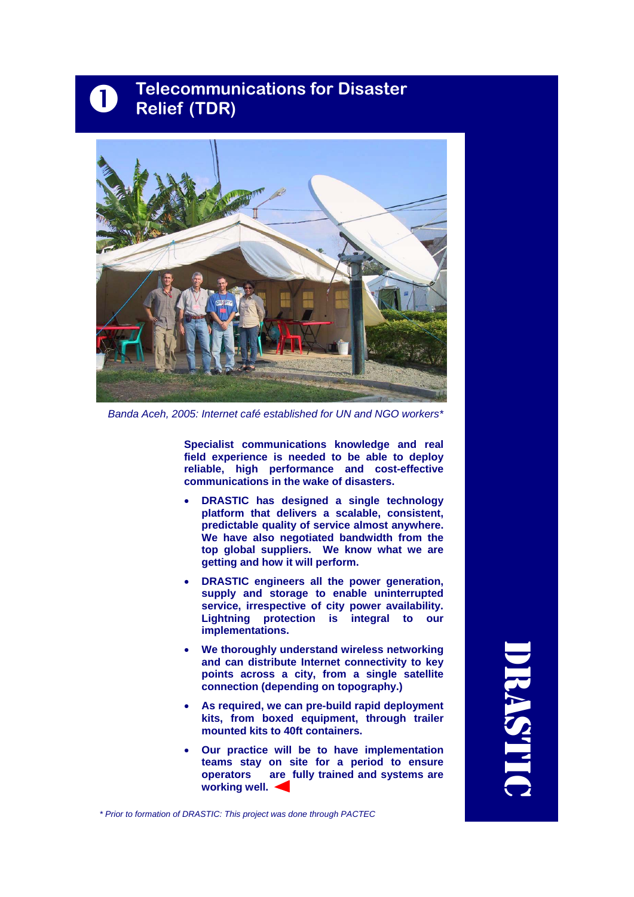# ❶ Telecommunications for Disaster Relief (TDR)

*Banda Aceh, 2005: Internet café established for UN and NGO workers**

**Specialist communications knowledge and real field experience is needed to be able to deploy reliable, high performance and cost-effective communications in the wake of disasters.**

- **DRASTIC has designed a single technology platform that delivers a scalable, consistent, predictable quality of service almost anywhere. We have also negotiated bandwidth from the top global suppliers. We know what we are getting and how it will perform.**
- **DRASTIC engineers all the power generation, supply and storage to enable uninterrupted service, irrespective of city power availability. Lightning protection is integral to our implementations.**
- **We thoroughly understand wireless networking and can distribute Internet connectivity to key points across a city, from a single satellite connection (depending on topography.)**
- **As required, we can pre-build rapid deployment kits, from boxed equipment, through trailer mounted kits to 40ft containers.**
- **Our practice will be to have implementation teams stay on site for a period to ensure operators are fully trained and systems are working well.**

*\* Prior to formation of DRASTIC: This project was done through PACTEC*

DRASTIC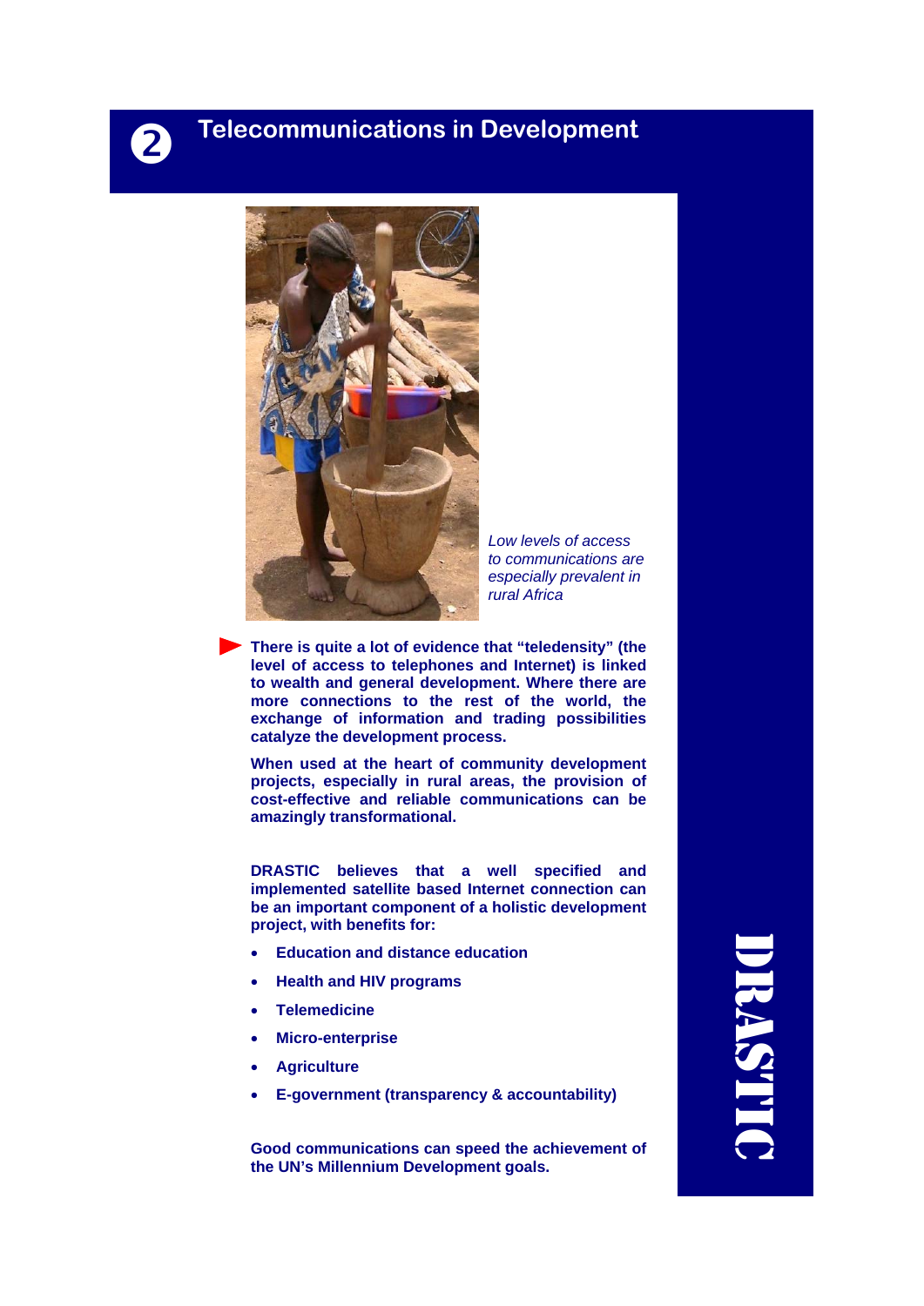## 2 Telecommunications in Development

*Low levels of access to communications are especially prevalent in rural Africa*

**There is quite a lot of evidence that "teledensity" (the level of access to telephones and Internet) is linked to wealth and general development. Where there are more connections to the rest of the world, the exchange of information and trading possibilities catalyze the development process.**

**When used at the heart of community development projects, especially in rural areas, the provision of cost-effective and reliable communications can be amazingly transformational.**

**DRASTIC believes that a well specified and implemented satellite based Internet connection can be an important component of a holistic development project, with benefits for:**

- **Education and distance education**
- **Health and HIV programs**
- **Telemedicine**
- **Micro-enterprise**
- **Agriculture**
- **E-government (transparency & accountability)**

**Good communications can speed the achievement of the UN's Millennium Development goals.**

DRASTIC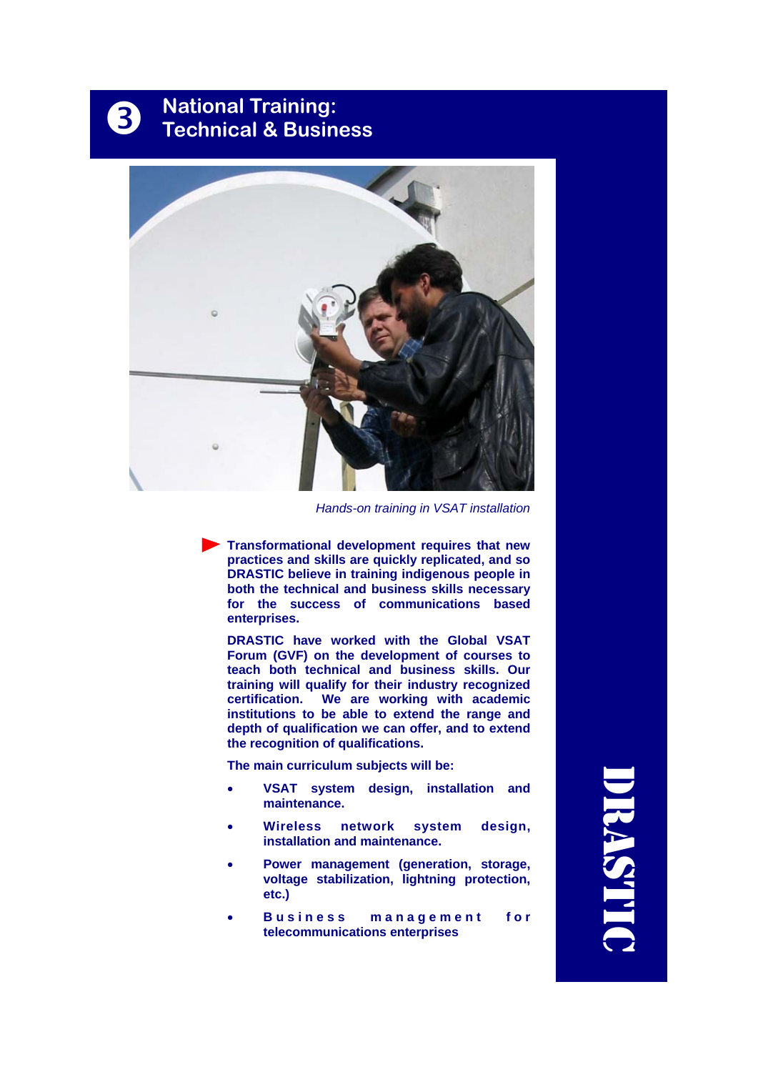## ❸ National Training: Technical & Business

*Hands-on training in VSAT installation*

**Transformational development requires that new practices and skills are quickly replicated, and so DRASTIC believe in training indigenous people in both the technical and business skills necessary for the success of communications based enterprises.**

**DRASTIC have worked with the Global VSAT Forum (GVF) on the development of courses to teach both technical and business skills. Our training will qualify for their industry recognized certification. We are working with academic institutions to be able to extend the range and depth of qualification we can offer, and to extend the recognition of qualifications.**

**The main curriculum subjects will be:**

- **VSAT system design, installation and maintenance.**
- **Wireless network system design, installation and maintenance.**
- **Power management (generation, storage, voltage stabilization, lightning protection, etc.)**
- **Business management for telecommunications enterprises**

DRASTIC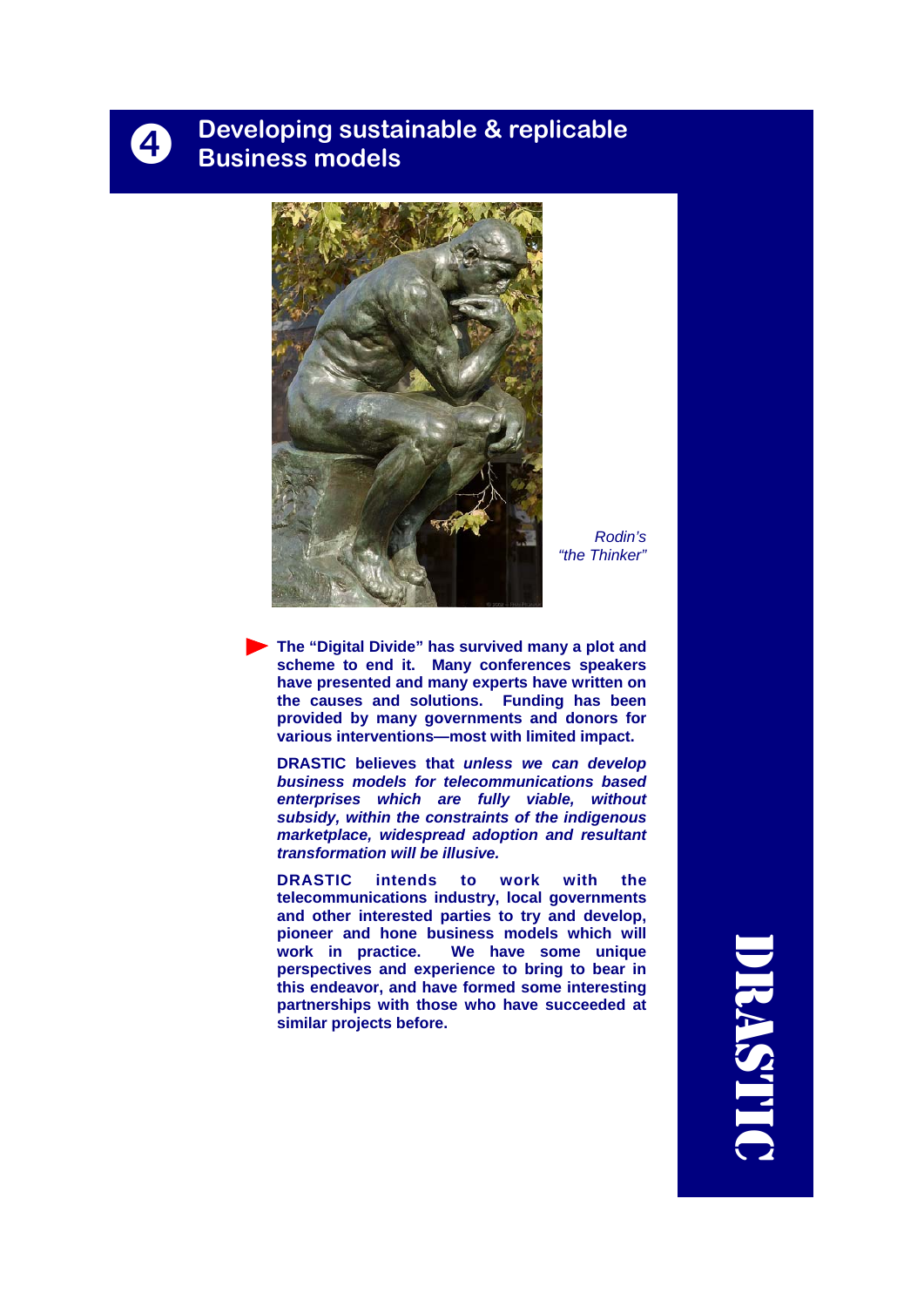## 4 Developing sustainable & replicable Business models

*Rodin's "the Thinker"*

**The "Digital Divide" has survived many a plot and scheme to end it. Many conferences speakers have presented and many experts have written on the causes and solutions. Funding has been provided by many governments and donors for various interventions—most with limited impact.**

**DRASTIC believes that *unless we can develop business models for telecommunications based enterprises which are fully viable, without subsidy, within the constraints of the indigenous marketplace, widespread adoption and resultant transformation will be illusive.***

**DRASTIC intends to work with the telecommunications industry, local governments and other interested parties to try and develop, pioneer and hone business models which will work in practice. We have some unique perspectives and experience to bring to bear in this endeavor, and have formed some interesting partnerships with those who have succeeded at similar projects before.**

DRASTIC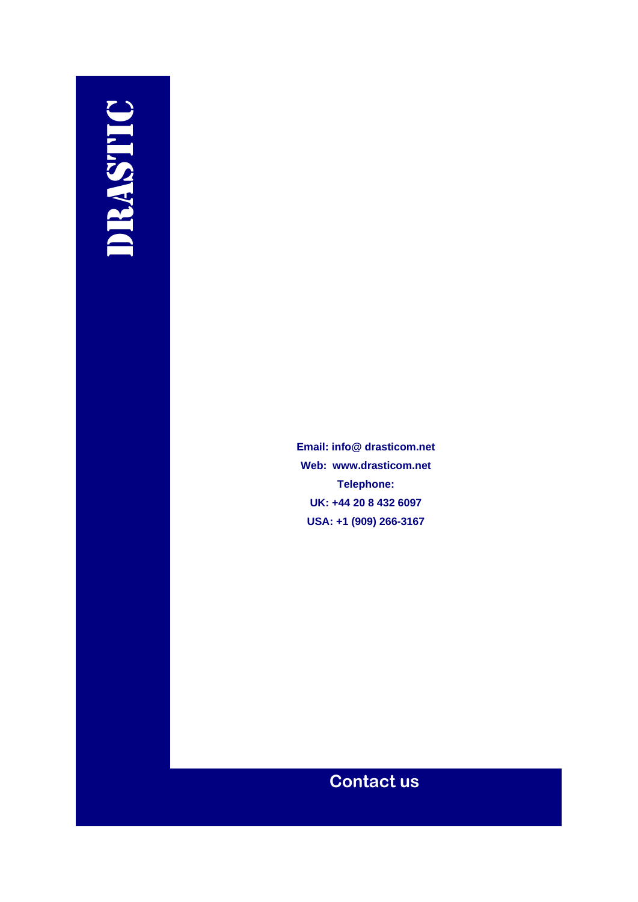DRASTIC

**Email: info@ drasticom.net**

**Web: www.drasticom.net**

**Telephone:**

**UK: +44 20 8 432 6097**

**USA: +1 (909) 266-3167**

## Contact us